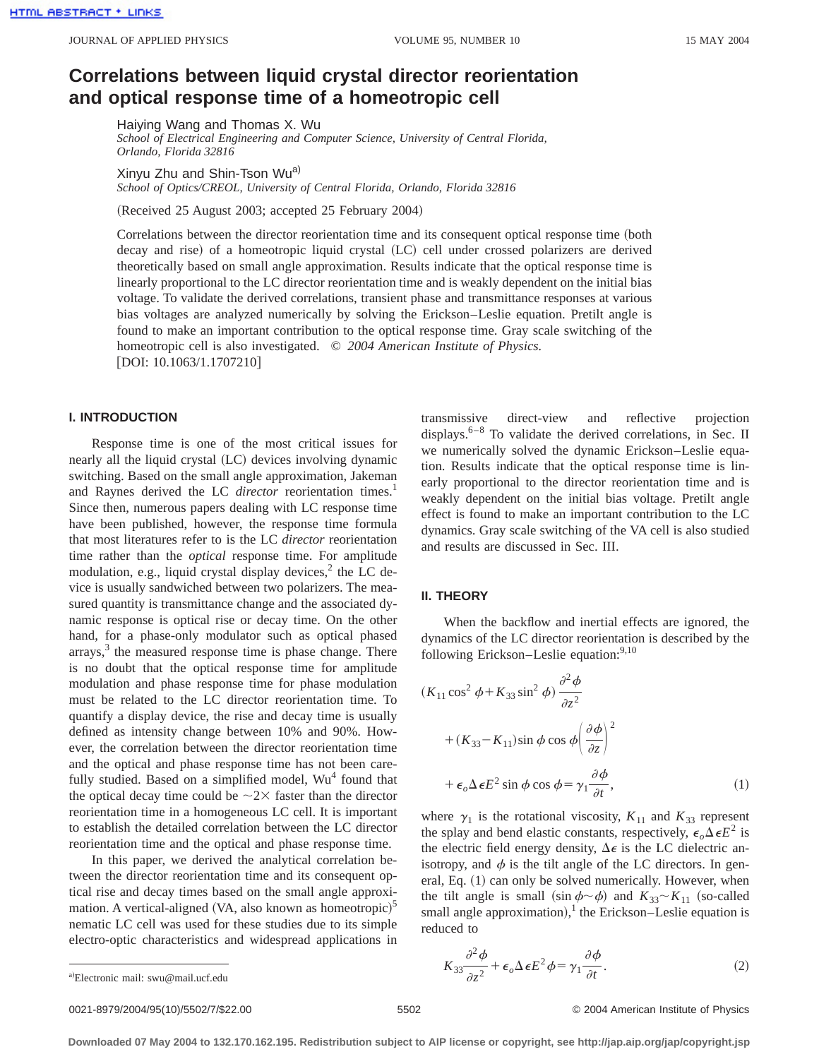# Correlations between liquid crystal director reorientation and optical response time of a homeotropic cell

Haiying Wang and Thomas X. Wu
*School of Electrical Engineering and Computer Science, University of Central Florida, Orlando, Florida 32816*

Xinyu Zhu and Shin-Tson Wu[a)]
*School of Optics/CREOL, University of Central Florida, Orlando, Florida 32816*

(Received 25 August 2003; accepted 25 February 2004)

Correlations between the director reorientation time and its consequent optical response time (both decay and rise) of a homeotropic liquid crystal (LC) cell under crossed polarizers are derived theoretically based on small angle approximation. Results indicate that the optical response time is linearly proportional to the LC director reorientation time and is weakly dependent on the initial bias voltage. To validate the derived correlations, transient phase and transmittance responses at various bias voltages are analyzed numerically by solving the Erickson–Leslie equation. Pretilt angle is found to make an important contribution to the optical response time. Gray scale switching of the homeotropic cell is also investigated. © *2004 American Institute of Physics.* [DOI: 10.1063/1.1707210]

## I. INTRODUCTION

Response time is one of the most critical issues for nearly all the liquid crystal (LC) devices involving dynamic switching. Based on the small angle approximation, Jakeman and Raynes derived the LC *director* reorientation times.[1] Since then, numerous papers dealing with LC response time have been published, however, the response time formula that most literatures refer to is the LC *director* reorientation time rather than the *optical* response time. For amplitude modulation, e.g., liquid crystal display devices,[2] the LC device is usually sandwiched between two polarizers. The measured quantity is transmittance change and the associated dynamic response is optical rise or decay time. On the other hand, for a phase-only modulator such as optical phased arrays,[3] the measured response time is phase change. There is no doubt that the optical response time for amplitude modulation and phase response time for phase modulation must be related to the LC director reorientation time. To quantify a display device, the rise and decay time is usually defined as intensity change between 10% and 90%. However, the correlation between the director reorientation time and the optical and phase response time has not been carefully studied. Based on a simplified model, Wu[4] found that the optical decay time could be ~2× faster than the director reorientation time in a homogeneous LC cell. It is important to establish the detailed correlation between the LC director reorientation time and the optical and phase response time.

In this paper, we derived the analytical correlation between the director reorientation time and its consequent optical rise and decay times based on the small angle approximation. A vertical-aligned (VA, also known as homeotropic)[5] nematic LC cell was used for these studies due to its simple electro-optic characteristics and widespread applications in transmissive direct-view and reflective projection displays.[6–8] To validate the derived correlations, in Sec. II we numerically solved the dynamic Erickson–Leslie equation. Results indicate that the optical response time is linearly proportional to the director reorientation time and is weakly dependent on the initial bias voltage. Pretilt angle effect is found to make an important contribution to the LC dynamics. Gray scale switching of the VA cell is also studied and results are discussed in Sec. III.

## II. THEORY

When the backflow and inertial effects are ignored, the dynamics of the LC director reorientation is described by the following Erickson–Leslie equation:[9,10]

$$
\begin{aligned}
&(K_{11}\cos^2\phi + K_{33}\sin^2\phi)\frac{\partial^2\phi}{\partial z^2} \\
&\quad + (K_{33}-K_{11})\sin\phi\cos\phi\left(\frac{\partial\phi}{\partial z}\right)^2 \\
&\quad + \epsilon_o\Delta\epsilon E^2\sin\phi\cos\phi = \gamma_1\frac{\partial\phi}{\partial t},
\end{aligned}
\tag{1}
$$

where $\gamma_1$ is the rotational viscosity, $K_{11}$ and $K_{33}$ represent the splay and bend elastic constants, respectively, $\epsilon_o\Delta\epsilon E^2$ is the electric field energy density, $\Delta\epsilon$ is the LC dielectric anisotropy, and $\phi$ is the tilt angle of the LC directors. In general, Eq. (1) can only be solved numerically. However, when the tilt angle is small ($\sin\phi\sim\phi$) and $K_{33}\sim K_{11}$ (so-called small angle approximation),[1] the Erickson–Leslie equation is reduced to

$$
K_{33}\frac{\partial^2\phi}{\partial z^2} + \epsilon_o\Delta\epsilon E^2\phi = \gamma_1\frac{\partial\phi}{\partial t}.
\tag{2}
$$

[a)]Electronic mail: swu@mail.ucf.edu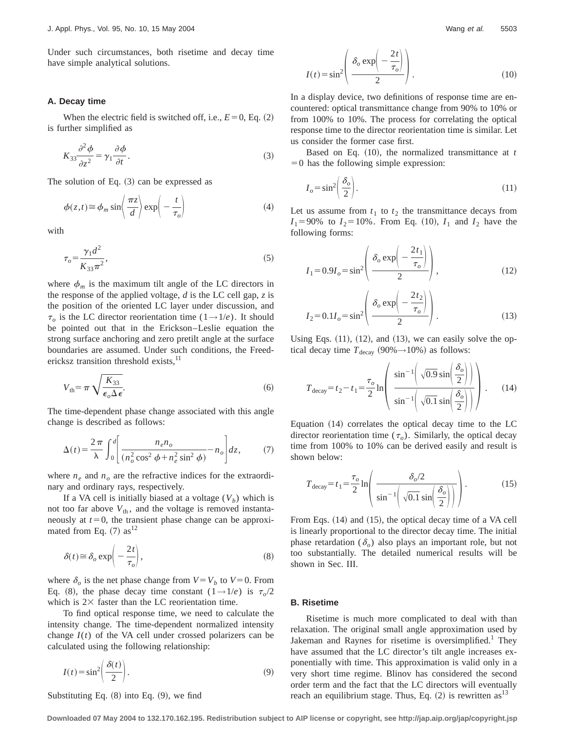Under such circumstances, both risetime and decay time have simple analytical solutions.

### A. Decay time

When the electric field is switched off, i.e., $E=0$, Eq. (2) is further simplified as

$$K_{33}\frac{\partial^2 \phi}{\partial z^2}=\gamma_1\frac{\partial \phi}{\partial t}. \tag{3}$$

The solution of Eq. (3) can be expressed as

$$\phi(z,t)\cong\phi_m \sin\left(\frac{\pi z}{d}\right)\exp\left(-\frac{t}{\tau_o}\right) \tag{4}$$

with

$$\tau_o=\frac{\gamma_1 d^2}{K_{33}\pi^2}, \tag{5}$$

where $\phi_m$ is the maximum tilt angle of the LC directors in the response of the applied voltage, $d$ is the LC cell gap, $z$ is the position of the oriented LC layer under discussion, and $\tau_o$ is the LC director reorientation time $(1\rightarrow 1/e)$. It should be pointed out that in the Erickson–Leslie equation the strong surface anchoring and zero pretilt angle at the surface boundaries are assumed. Under such conditions, the Freedericksz transition threshold exists,[11]

$$V_{\text{th}}=\pi\sqrt{\frac{K_{33}}{\epsilon_o \Delta\epsilon}}. \tag{6}$$

The time-dependent phase change associated with this angle change is described as follows:

$$\Delta(t)=\frac{2\pi}{\lambda}\int_0^d\left[\frac{n_e n_o}{(n_o^2\cos^2\phi+n_e^2\sin^2\phi)}-n_o\right]dz, \tag{7}$$

where $n_e$ and $n_o$ are the refractive indices for the extraordinary and ordinary rays, respectively.

If a VA cell is initially biased at a voltage ($V_b$) which is not too far above $V_{\text{th}}$, and the voltage is removed instantaneously at $t=0$, the transient phase change can be approximated from Eq. (7) as[12]

$$\delta(t)\cong\delta_o\exp\left(-\frac{2t}{\tau_o}\right), \tag{8}$$

where $\delta_o$ is the net phase change from $V=V_b$ to $V=0$. From Eq. (8), the phase decay time constant $(1\rightarrow 1/e)$ is $\tau_o/2$ which is $2\times$ faster than the LC reorientation time.

To find optical response time, we need to calculate the intensity change. The time-dependent normalized intensity change $I(t)$ of the VA cell under crossed polarizers can be calculated using the following relationship:

$$I(t)=\sin^2\left(\frac{\delta(t)}{2}\right). \tag{9}$$

Substituting Eq. (8) into Eq. (9), we find

$$I(t)=\sin^2\left(\frac{\delta_o\exp\left(-\frac{2t}{\tau_o}\right)}{2}\right). \tag{10}$$

In a display device, two definitions of response time are encountered: optical transmittance change from 90% to 10% or from 100% to 10%. The process for correlating the optical response time to the director reorientation time is similar. Let us consider the former case first.

Based on Eq. (10), the normalized transmittance at $t=0$ has the following simple expression:

$$I_o=\sin^2\left(\frac{\delta_o}{2}\right). \tag{11}$$

Let us assume from $t_1$ to $t_2$ the transmittance decays from $I_1=90\%$ to $I_2=10\%$. From Eq. (10), $I_1$ and $I_2$ have the following forms:

$$I_1=0.9I_o=\sin^2\left(\frac{\delta_o\exp\left(-\frac{2t_1}{\tau_o}\right)}{2}\right), \tag{12}$$

$$I_2=0.1I_o=\sin^2\left(\frac{\delta_o\exp\left(-\frac{2t_2}{\tau_o}\right)}{2}\right). \tag{13}$$

Using Eqs. (11), (12), and (13), we can easily solve the optical decay time $T_{\text{decay}}$ (90%→10%) as follows:

$$T_{\text{decay}}=t_2-t_1=\frac{\tau_o}{2}\ln\left(\frac{\sin^{-1}\left(\sqrt{0.9}\sin\left(\frac{\delta_o}{2}\right)\right)}{\sin^{-1}\left(\sqrt{0.1}\sin\left(\frac{\delta_o}{2}\right)\right)}\right). \tag{14}$$

Equation (14) correlates the optical decay time to the LC director reorientation time ($\tau_o$). Similarly, the optical decay time from 100% to 10% can be derived easily and result is shown below:

$$T_{\text{decay}}=t_1=\frac{\tau_o}{2}\ln\left(\frac{\delta_o/2}{\sin^{-1}\left(\sqrt{0.1}\sin\left(\frac{\delta_o}{2}\right)\right)}\right). \tag{15}$$

From Eqs. (14) and (15), the optical decay time of a VA cell is linearly proportional to the director decay time. The initial phase retardation ($\delta_o$) also plays an important role, but not too substantially. The detailed numerical results will be shown in Sec. III.

### B. Risetime

Risetime is much more complicated to deal with than relaxation. The original small angle approximation used by Jakeman and Raynes for risetime is oversimplified.[1] They have assumed that the LC director's tilt angle increases exponentially with time. This approximation is valid only in a very short time regime. Blinov has considered the second order term and the fact that the LC directors will eventually reach an equilibrium stage. Thus, Eq. (2) is rewritten as[13]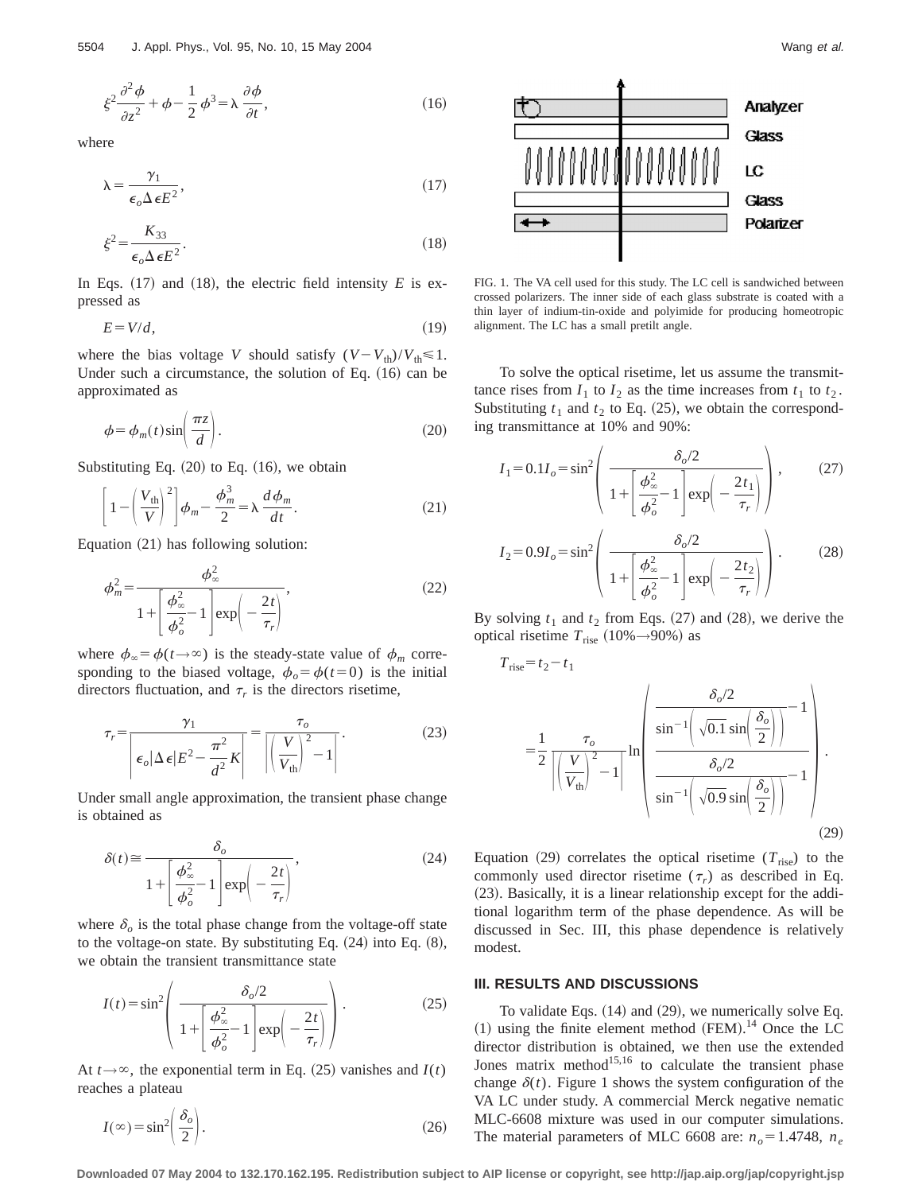$$\xi^2 \frac{\partial^2 \phi}{\partial z^2} + \phi - \frac{1}{2}\phi^3 = \lambda \frac{\partial \phi}{\partial t}, \tag{16}$$

where

$$\lambda = \frac{\gamma_1}{\epsilon_o \Delta \epsilon E^2}, \tag{17}$$

$$\xi^2 = \frac{K_{33}}{\epsilon_o \Delta \epsilon E^2}. \tag{18}$$

In Eqs. (17) and (18), the electric field intensity $E$ is expressed as

$$E = V/d, \tag{19}$$

where the bias voltage $V$ should satisfy $(V - V_{\text{th}})/V_{\text{th}} \leqslant 1$. Under such a circumstance, the solution of Eq. (16) can be approximated as

$$\phi = \phi_m(t) \sin\left(\frac{\pi z}{d}\right). \tag{20}$$

Substituting Eq. (20) to Eq. (16), we obtain

$$\left[1 - \left(\frac{V_{\text{th}}}{V}\right)^2\right]\phi_m - \frac{\phi_m^3}{2} = \lambda \frac{d\phi_m}{dt}. \tag{21}$$

Equation (21) has following solution:

$$\phi_m^2 = \frac{\phi_\infty^2}{1 + \left[\frac{\phi_\infty^2}{\phi_o^2} - 1\right] \exp\left(-\frac{2t}{\tau_r}\right)}, \tag{22}$$

where $\phi_\infty = \phi(t \to \infty)$ is the steady-state value of $\phi_m$ corresponding to the biased voltage, $\phi_o = \phi(t = 0)$ is the initial directors fluctuation, and $\tau_r$ is the directors risetime,

$$\tau_r = \frac{\gamma_1}{\left|\epsilon_o |\Delta \epsilon| E^2 - \frac{\pi^2}{d^2} K\right|} = \frac{\tau_o}{\left|\left(\frac{V}{V_{\text{th}}}\right)^2 - 1\right|}. \tag{23}$$

Under small angle approximation, the transient phase change is obtained as

$$\delta(t) \cong \frac{\delta_o}{1 + \left[\frac{\phi_\infty^2}{\phi_o^2} - 1\right] \exp\left(-\frac{2t}{\tau_r}\right)}, \tag{24}$$

where $\delta_o$ is the total phase change from the voltage-off state to the voltage-on state. By substituting Eq. (24) into Eq. (8), we obtain the transient transmittance state

$$I(t) = \sin^2\left(\frac{\delta_o/2}{1 + \left[\frac{\phi_\infty^2}{\phi_o^2} - 1\right] \exp\left(-\frac{2t}{\tau_r}\right)}\right). \tag{25}$$

At $t \to \infty$, the exponential term in Eq. (25) vanishes and $I(t)$ reaches a plateau

$$I(\infty) = \sin^2\left(\frac{\delta_o}{2}\right). \tag{26}$$

FIG. 1. The VA cell used for this study. The LC cell is sandwiched between crossed polarizers. The inner side of each glass substrate is coated with a thin layer of indium-tin-oxide and polyimide for producing homeotropic alignment. The LC has a small pretilt angle.

To solve the optical risetime, let us assume the transmittance rises from $I_1$ to $I_2$ as the time increases from $t_1$ to $t_2$. Substituting $t_1$ and $t_2$ to Eq. (25), we obtain the corresponding transmittance at 10% and 90%:

$$I_1 = 0.1 I_o = \sin^2\left(\frac{\delta_o/2}{1 + \left[\frac{\phi_\infty^2}{\phi_o^2} - 1\right] \exp\left(-\frac{2t_1}{\tau_r}\right)}\right), \tag{27}$$

$$I_2 = 0.9 I_o = \sin^2\left(\frac{\delta_o/2}{1 + \left[\frac{\phi_\infty^2}{\phi_o^2} - 1\right] \exp\left(-\frac{2t_2}{\tau_r}\right)}\right). \tag{28}$$

By solving $t_1$ and $t_2$ from Eqs. (27) and (28), we derive the optical risetime $T_{\text{rise}}$ (10%→90%) as

$$T_{\text{rise}} = t_2 - t_1$$

$$= \frac{1}{2} \frac{\tau_o}{\left|\left(\frac{V}{V_{\text{th}}}\right)^2 - 1\right|} \ln\left(\frac{\frac{\delta_o/2}{\sin^{-1}\left(\sqrt{0.1}\sin\left(\frac{\delta_o}{2}\right)\right)} - 1}{\frac{\delta_o/2}{\sin^{-1}\left(\sqrt{0.9}\sin\left(\frac{\delta_o}{2}\right)\right)} - 1}\right). \tag{29}$$

Equation (29) correlates the optical risetime ($T_{\text{rise}}$) to the commonly used director risetime ($\tau_r$) as described in Eq. (23). Basically, it is a linear relationship except for the additional logarithm term of the phase dependence. As will be discussed in Sec. III, this phase dependence is relatively modest.

## III. RESULTS AND DISCUSSIONS

To validate Eqs. (14) and (29), we numerically solve Eq. (1) using the finite element method (FEM).[14] Once the LC director distribution is obtained, we then use the extended Jones matrix method[15,16] to calculate the transient phase change $\delta(t)$. Figure 1 shows the system configuration of the VA LC under study. A commercial Merck negative nematic MLC-6608 mixture was used in our computer simulations. The material parameters of MLC 6608 are: $n_o = 1.4748$, $n_e$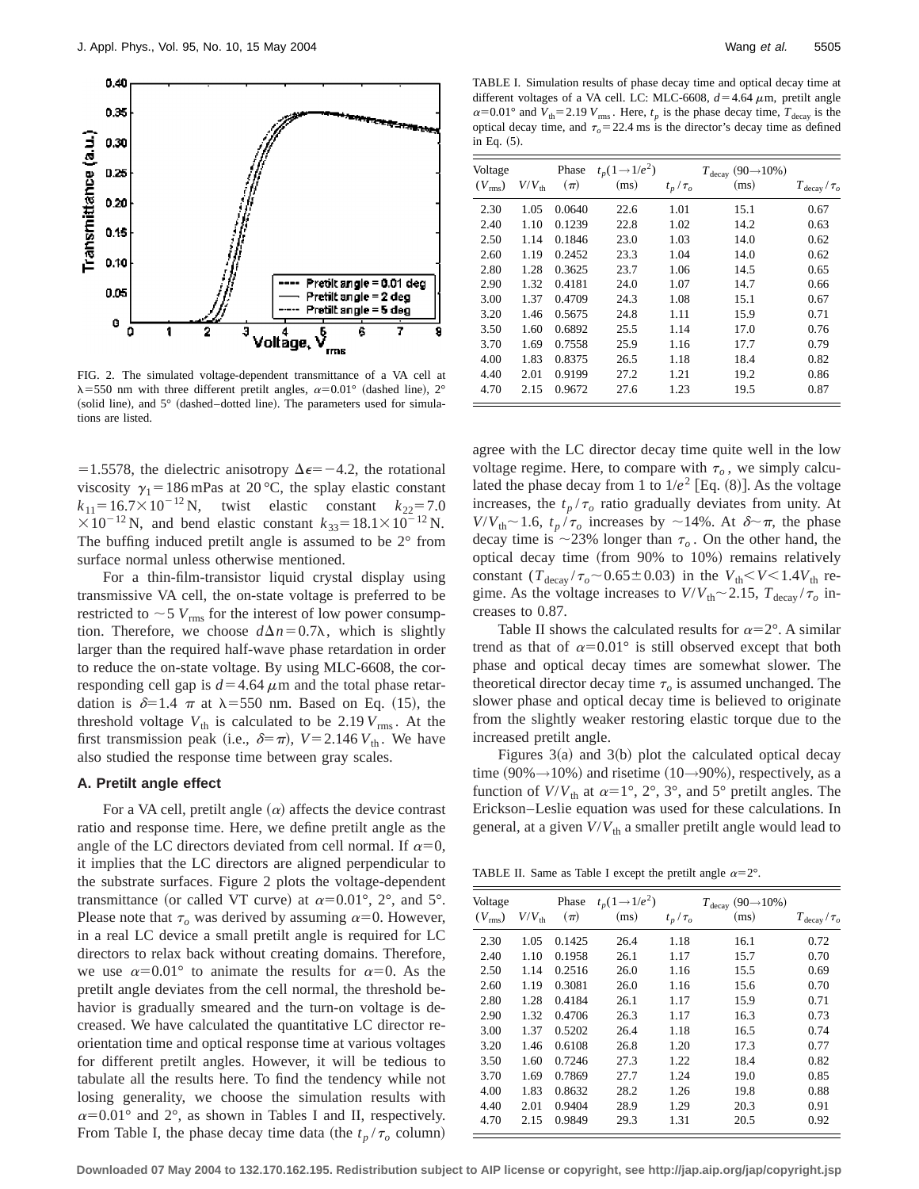FIG. 2. The simulated voltage-dependent transmittance of a VA cell at $\lambda=550$ nm with three different pretilt angles, $\alpha=0.01°$ (dashed line), 2° (solid line), and 5° (dashed–dotted line). The parameters used for simulations are listed.

$=1.5578$, the dielectric anisotropy $\Delta\epsilon=-4.2$, the rotational viscosity $\gamma_1=186$ mPas at 20 °C, the splay elastic constant $k_{11}=16.7\times10^{-12}$ N, twist elastic constant $k_{22}=7.0\times10^{-12}$ N, and bend elastic constant $k_{33}=18.1\times10^{-12}$ N. The buffing induced pretilt angle is assumed to be 2° from surface normal unless otherwise mentioned.

For a thin-film-transistor liquid crystal display using transmissive VA cell, the on-state voltage is preferred to be restricted to $\sim5\ V_{\mathrm{rms}}$ for the interest of low power consumption. Therefore, we choose $d\Delta n=0.7\lambda$, which is slightly larger than the required half-wave phase retardation in order to reduce the on-state voltage. By using MLC-6608, the corresponding cell gap is $d=4.64\ \mu$m and the total phase retardation is $\delta=1.4\ \pi$ at $\lambda=550$ nm. Based on Eq. (15), the threshold voltage $V_{\mathrm{th}}$ is calculated to be 2.19 $V_{\mathrm{rms}}$. At the first transmission peak (i.e., $\delta=\pi$), $V=2.146\ V_{\mathrm{th}}$. We have also studied the response time between gray scales.

### A. Pretilt angle effect

For a VA cell, pretilt angle ($\alpha$) affects the device contrast ratio and response time. Here, we define pretilt angle as the angle of the LC directors deviated from cell normal. If $\alpha=0$, it implies that the LC directors are aligned perpendicular to the substrate surfaces. Figure 2 plots the voltage-dependent transmittance (or called VT curve) at $\alpha=0.01°$, 2°, and 5°. Please note that $\tau_o$ was derived by assuming $\alpha=0$. However, in a real LC device a small pretilt angle is required for LC directors to relax back without creating domains. Therefore, we use $\alpha=0.01°$ to animate the results for $\alpha=0$. As the pretilt angle deviates from the cell normal, the threshold behavior is gradually smeared and the turn-on voltage is decreased. We have calculated the quantitative LC director reorientation time and optical response time at various voltages for different pretilt angles. However, it will be tedious to tabulate all the results here. To find the tendency while not losing generality, we choose the simulation results with $\alpha=0.01°$ and 2°, as shown in Tables I and II, respectively. From Table I, the phase decay time data (the $t_p/\tau_o$ column) agree with the LC director decay time quite well in the low voltage regime. Here, to compare with $\tau_o$, we simply calculated the phase decay from 1 to $1/e^2$ [Eq. (8)]. As the voltage increases, the $t_p/\tau_o$ ratio gradually deviates from unity. At $V/V_{\mathrm{th}}\sim1.6$, $t_p/\tau_o$ increases by ~14%. At $\delta\sim\pi$, the phase decay time is ~23% longer than $\tau_o$. On the other hand, the optical decay time (from 90% to 10%) remains relatively constant ($T_{\mathrm{decay}}/\tau_o\sim0.65\pm0.03$) in the $V_{\mathrm{th}}<V<1.4V_{\mathrm{th}}$ regime. As the voltage increases to $V/V_{\mathrm{th}}\sim2.15$, $T_{\mathrm{decay}}/\tau_o$ increases to 0.87.

Table II shows the calculated results for $\alpha=2°$. A similar trend as that of $\alpha=0.01°$ is still observed except that both phase and optical decay times are somewhat slower. The theoretical director decay time $\tau_o$ is assumed unchanged. The slower phase and optical decay time is believed to originate from the slightly weaker restoring elastic torque due to the increased pretilt angle.

Figures 3(a) and 3(b) plot the calculated optical decay time (90%→10%) and risetime (10→90%), respectively, as a function of $V/V_{\mathrm{th}}$ at $\alpha=1°$, 2°, 3°, and 5° pretilt angles. The Erickson–Leslie equation was used for these calculations. In general, at a given $V/V_{\mathrm{th}}$ a smaller pretilt angle would lead to

TABLE I. Simulation results of phase decay time and optical decay time at different voltages of a VA cell. LC: MLC-6608, $d=4.64\ \mu$m, pretilt angle $\alpha=0.01°$ and $V_{\mathrm{th}}=2.19\ V_{\mathrm{rms}}$. Here, $t_p$ is the phase decay time, $T_{\mathrm{decay}}$ is the optical decay time, and $\tau_o=22.4$ ms is the director's decay time as defined in Eq. (5).

| Voltage ($V_{\mathrm{rms}}$) | $V/V_{\mathrm{th}}$ | Phase ($\pi$) | $t_p(1\rightarrow1/e^2)$ (ms) | $t_p/\tau_o$ | $T_{\mathrm{decay}}$ (90→10%) (ms) | $T_{\mathrm{decay}}/\tau_o$ |
|---|---|---|---|---|---|---|
| 2.30 | 1.05 | 0.0640 | 22.6 | 1.01 | 15.1 | 0.67 |
| 2.40 | 1.10 | 0.1239 | 22.8 | 1.02 | 14.2 | 0.63 |
| 2.50 | 1.14 | 0.1846 | 23.0 | 1.03 | 14.0 | 0.62 |
| 2.60 | 1.19 | 0.2452 | 23.3 | 1.04 | 14.0 | 0.62 |
| 2.80 | 1.28 | 0.3625 | 23.7 | 1.06 | 14.5 | 0.65 |
| 2.90 | 1.32 | 0.4181 | 24.0 | 1.07 | 14.7 | 0.66 |
| 3.00 | 1.37 | 0.4709 | 24.3 | 1.08 | 15.1 | 0.67 |
| 3.20 | 1.46 | 0.5675 | 24.8 | 1.11 | 15.9 | 0.71 |
| 3.50 | 1.60 | 0.6892 | 25.5 | 1.14 | 17.0 | 0.76 |
| 3.70 | 1.69 | 0.7558 | 25.9 | 1.16 | 17.7 | 0.79 |
| 4.00 | 1.83 | 0.8375 | 26.5 | 1.18 | 18.4 | 0.82 |
| 4.40 | 2.01 | 0.9199 | 27.2 | 1.21 | 19.2 | 0.86 |
| 4.70 | 2.15 | 0.9672 | 27.6 | 1.23 | 19.5 | 0.87 |

TABLE II. Same as Table I except the pretilt angle $\alpha=2°$.

| Voltage ($V_{\mathrm{rms}}$) | $V/V_{\mathrm{th}}$ | Phase ($\pi$) | $t_p(1\rightarrow1/e^2)$ (ms) | $t_p/\tau_o$ | $T_{\mathrm{decay}}$ (90→10%) (ms) | $T_{\mathrm{decay}}/\tau_o$ |
|---|---|---|---|---|---|---|
| 2.30 | 1.05 | 0.1425 | 26.4 | 1.18 | 16.1 | 0.72 |
| 2.40 | 1.10 | 0.1958 | 26.1 | 1.17 | 15.7 | 0.70 |
| 2.50 | 1.14 | 0.2516 | 26.0 | 1.16 | 15.5 | 0.69 |
| 2.60 | 1.19 | 0.3081 | 26.0 | 1.16 | 15.6 | 0.70 |
| 2.80 | 1.28 | 0.4184 | 26.1 | 1.17 | 15.9 | 0.71 |
| 2.90 | 1.32 | 0.4706 | 26.3 | 1.17 | 16.3 | 0.73 |
| 3.00 | 1.37 | 0.5202 | 26.4 | 1.18 | 16.5 | 0.74 |
| 3.20 | 1.46 | 0.6108 | 26.8 | 1.20 | 17.3 | 0.77 |
| 3.50 | 1.60 | 0.7246 | 27.3 | 1.22 | 18.4 | 0.82 |
| 3.70 | 1.69 | 0.7869 | 27.7 | 1.24 | 19.0 | 0.85 |
| 4.00 | 1.83 | 0.8632 | 28.2 | 1.26 | 19.8 | 0.88 |
| 4.40 | 2.01 | 0.9404 | 28.9 | 1.29 | 20.3 | 0.91 |
| 4.70 | 2.15 | 0.9849 | 29.3 | 1.31 | 20.5 | 0.92 |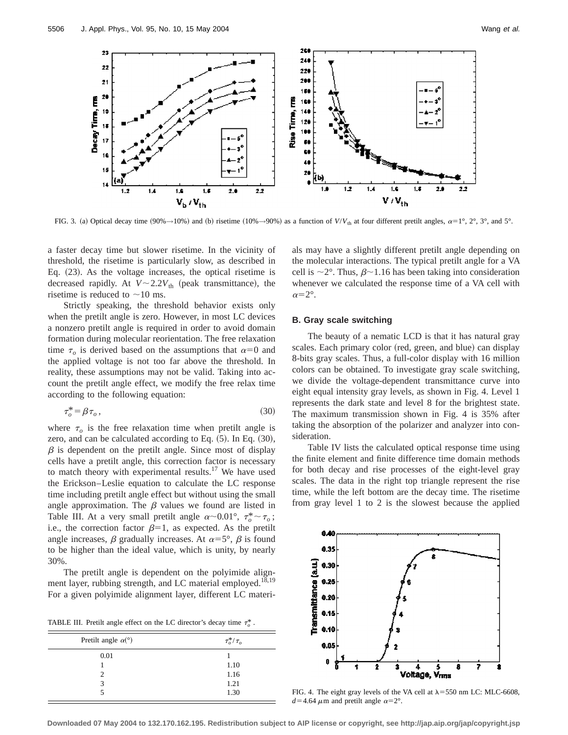FIG. 3. (a) Optical decay time (90%→10%) and (b) risetime (10%→90%) as a function of $V/V_{th}$ at four different pretilt angles, $\alpha=1°$, 2°, 3°, and 5°.

a faster decay time but slower risetime. In the vicinity of threshold, the risetime is particularly slow, as described in Eq. (23). As the voltage increases, the optical risetime is decreased rapidly. At $V\sim 2.2V_{th}$ (peak transmittance), the risetime is reduced to ~10 ms.

Strictly speaking, the threshold behavior exists only when the pretilt angle is zero. However, in most LC devices a nonzero pretilt angle is required in order to avoid domain formation during molecular reorientation. The free relaxation time $\tau_o$ is derived based on the assumptions that $\alpha=0$ and the applied voltage is not too far above the threshold. In reality, these assumptions may not be valid. Taking into account the pretilt angle effect, we modify the free relax time according to the following equation:

$$\tau_o^* = \beta \tau_o, \tag{30}$$

where $\tau_o$ is the free relaxation time when pretilt angle is zero, and can be calculated according to Eq. (5). In Eq. (30), $\beta$ is dependent on the pretilt angle. Since most of display cells have a pretilt angle, this correction factor is necessary to match theory with experimental results.[17] We have used the Erickson–Leslie equation to calculate the LC response time including pretilt angle effect but without using the small angle approximation. The $\beta$ values we found are listed in Table III. At a very small pretilt angle $\alpha\sim 0.01°$, $\tau_o^* \sim \tau_o$; i.e., the correction factor $\beta=1$, as expected. As the pretilt angle increases, $\beta$ gradually increases. At $\alpha=5°$, $\beta$ is found to be higher than the ideal value, which is unity, by nearly 30%.

The pretilt angle is dependent on the polyimide alignment layer, rubbing strength, and LC material employed.[18,19] For a given polyimide alignment layer, different LC materials may have a slightly different pretilt angle depending on the molecular interactions. The typical pretilt angle for a VA cell is ~2°. Thus, $\beta\sim 1.16$ has been taking into consideration whenever we calculated the response time of a VA cell with $\alpha=2°$.

TABLE III. Pretilt angle effect on the LC director's decay time $\tau_o^*$.

| Pretilt angle $\alpha$(°) | $\tau_o^*/\tau_o$ |
|---|---|
| 0.01 | 1 |
| 1 | 1.10 |
| 2 | 1.16 |
| 3 | 1.21 |
| 5 | 1.30 |

### B. Gray scale switching

The beauty of a nematic LCD is that it has natural gray scales. Each primary color (red, green, and blue) can display 8-bits gray scales. Thus, a full-color display with 16 million colors can be obtained. To investigate gray scale switching, we divide the voltage-dependent transmittance curve into eight equal intensity gray levels, as shown in Fig. 4. Level 1 represents the dark state and level 8 for the brightest state. The maximum transmission shown in Fig. 4 is 35% after taking the absorption of the polarizer and analyzer into consideration.

Table IV lists the calculated optical response time using the finite element and finite difference time domain methods for both decay and rise processes of the eight-level gray scales. The data in the right top triangle represent the rise time, while the left bottom are the decay time. The risetime from gray level 1 to 2 is the slowest because the applied

FIG. 4. The eight gray levels of the VA cell at $\lambda=550$ nm LC: MLC-6608, $d=4.64\ \mu$m and pretilt angle $\alpha=2°$.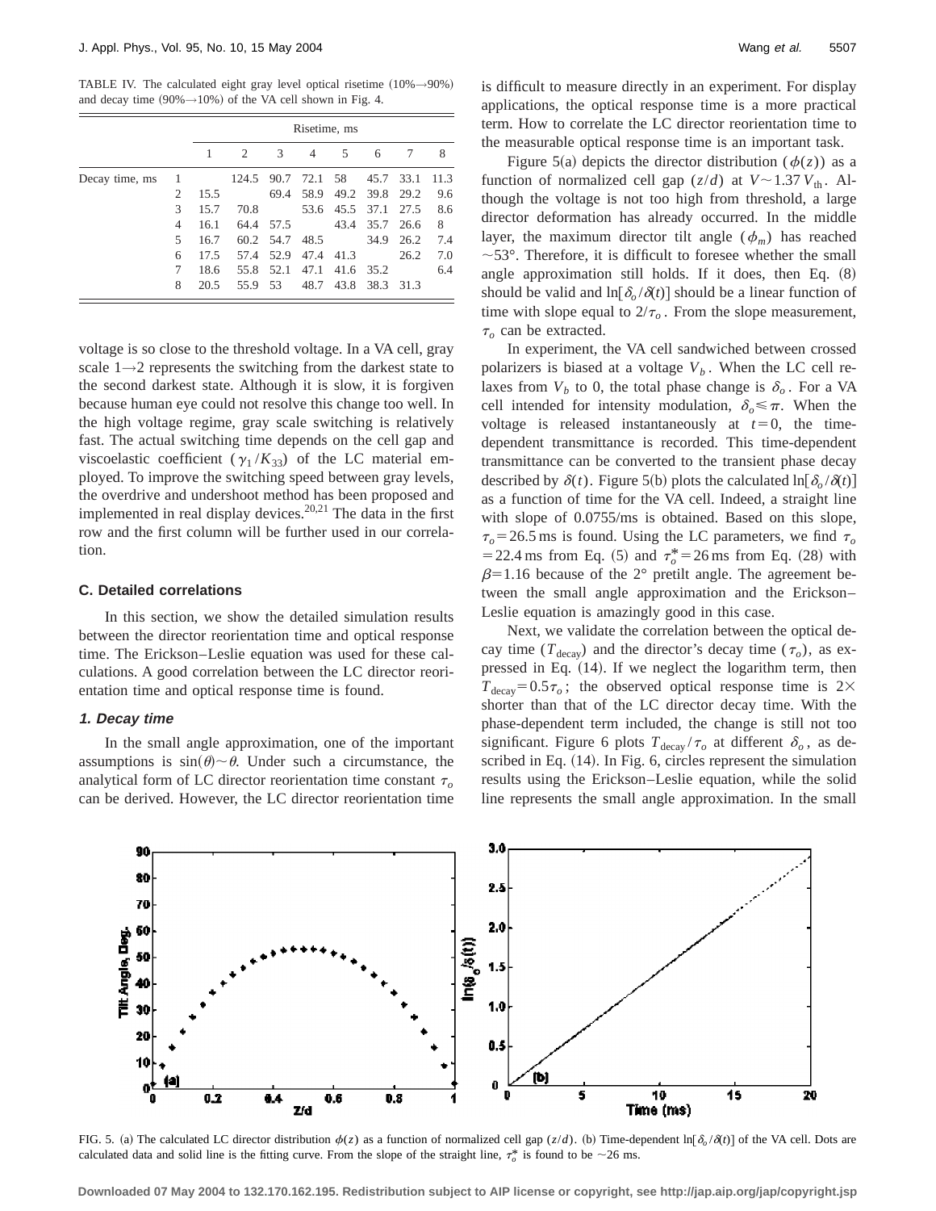TABLE IV. The calculated eight gray level optical risetime (10%→90%) and decay time (90%→10%) of the VA cell shown in Fig. 4.

| | | Risetime, ms | | | | | | | |
|---|---|---|---|---|---|---|---|---|---|
| | | 1 | 2 | 3 | 4 | 5 | 6 | 7 | 8 |
| Decay time, ms | 1 | | 124.5 | 90.7 | 72.1 | 58 | 45.7 | 33.1 | 11.3 |
| | 2 | 15.5 | | 69.4 | 58.9 | 49.2 | 39.8 | 29.2 | 9.6 |
| | 3 | 15.7 | 70.8 | | 53.6 | 45.5 | 37.1 | 27.5 | 8.6 |
| | 4 | 16.1 | 64.4 | 57.5 | | 43.4 | 35.7 | 26.6 | 8 |
| | 5 | 16.7 | 60.2 | 54.7 | 48.5 | | 34.9 | 26.2 | 7.4 |
| | 6 | 17.5 | 57.4 | 52.9 | 47.4 | 41.3 | | 26.2 | 7.0 |
| | 7 | 18.6 | 55.8 | 52.1 | 47.1 | 41.6 | 35.2 | | 6.4 |
| | 8 | 20.5 | 55.9 | 53 | 48.7 | 43.8 | 38.3 | 31.3 | |

voltage is so close to the threshold voltage. In a VA cell, gray scale 1→2 represents the switching from the darkest state to the second darkest state. Although it is slow, it is forgiven because human eye could not resolve this change too well. In the high voltage regime, gray scale switching is relatively fast. The actual switching time depends on the cell gap and viscoelastic coefficient ($\gamma_1/K_{33}$) of the LC material employed. To improve the switching speed between gray levels, the overdrive and undershoot method has been proposed and implemented in real display devices.[20,21] The data in the first row and the first column will be further used in our correlation.

### C. Detailed correlations

In this section, we show the detailed simulation results between the director reorientation time and optical response time. The Erickson–Leslie equation was used for these calculations. A good correlation between the LC director reorientation time and optical response time is found.

#### 1. Decay time

In the small angle approximation, one of the important assumptions is $\sin(\theta)\sim\theta$. Under such a circumstance, the analytical form of LC director reorientation time constant $\tau_o$ can be derived. However, the LC director reorientation time is difficult to measure directly in an experiment. For display applications, the optical response time is a more practical term. How to correlate the LC director reorientation time to the measurable optical response time is an important task.

Figure 5(a) depicts the director distribution ($\phi(z)$) as a function of normalized cell gap ($z/d$) at $V\sim 1.37\,V_{\text{th}}$. Although the voltage is not too high from threshold, a large director deformation has already occurred. In the middle layer, the maximum director tilt angle ($\phi_m$) has reached $\sim 53°$. Therefore, it is difficult to foresee whether the small angle approximation still holds. If it does, then Eq. (8) should be valid and $\ln[\delta_o/\delta(t)]$ should be a linear function of time with slope equal to $2/\tau_o$. From the slope measurement, $\tau_o$ can be extracted.

In experiment, the VA cell sandwiched between crossed polarizers is biased at a voltage $V_b$. When the LC cell relaxes from $V_b$ to 0, the total phase change is $\delta_o$. For a VA cell intended for intensity modulation, $\delta_o\leqslant\pi$. When the voltage is released instantaneously at $t=0$, the time-dependent transmittance is recorded. This time-dependent transmittance can be converted to the transient phase decay described by $\delta(t)$. Figure 5(b) plots the calculated $\ln[\delta_o/\delta(t)]$ as a function of time for the VA cell. Indeed, a straight line with slope of 0.0755/ms is obtained. Based on this slope, $\tau_o=26.5$ ms is found. Using the LC parameters, we find $\tau_o=22.4$ ms from Eq. (5) and $\tau_o^*=26$ ms from Eq. (28) with $\beta=1.16$ because of the 2° pretilt angle. The agreement between the small angle approximation and the Erickson–Leslie equation is amazingly good in this case.

Next, we validate the correlation between the optical decay time ($T_{\text{decay}}$) and the director's decay time ($\tau_o$), as expressed in Eq. (14). If we neglect the logarithm term, then $T_{\text{decay}}=0.5\tau_o$; the observed optical response time is 2× shorter than that of the LC director decay time. With the phase-dependent term included, the change is still not too significant. Figure 6 plots $T_{\text{decay}}/\tau_o$ at different $\delta_o$, as described in Eq. (14). In Fig. 6, circles represent the simulation results using the Erickson–Leslie equation, while the solid line represents the small angle approximation. In the small

FIG. 5. (a) The calculated LC director distribution $\phi(z)$ as a function of normalized cell gap ($z/d$). (b) Time-dependent $\ln[\delta_o/\delta(t)]$ of the VA cell. Dots are calculated data and solid line is the fitting curve. From the slope of the straight line, $\tau_o^*$ is found to be ~26 ms.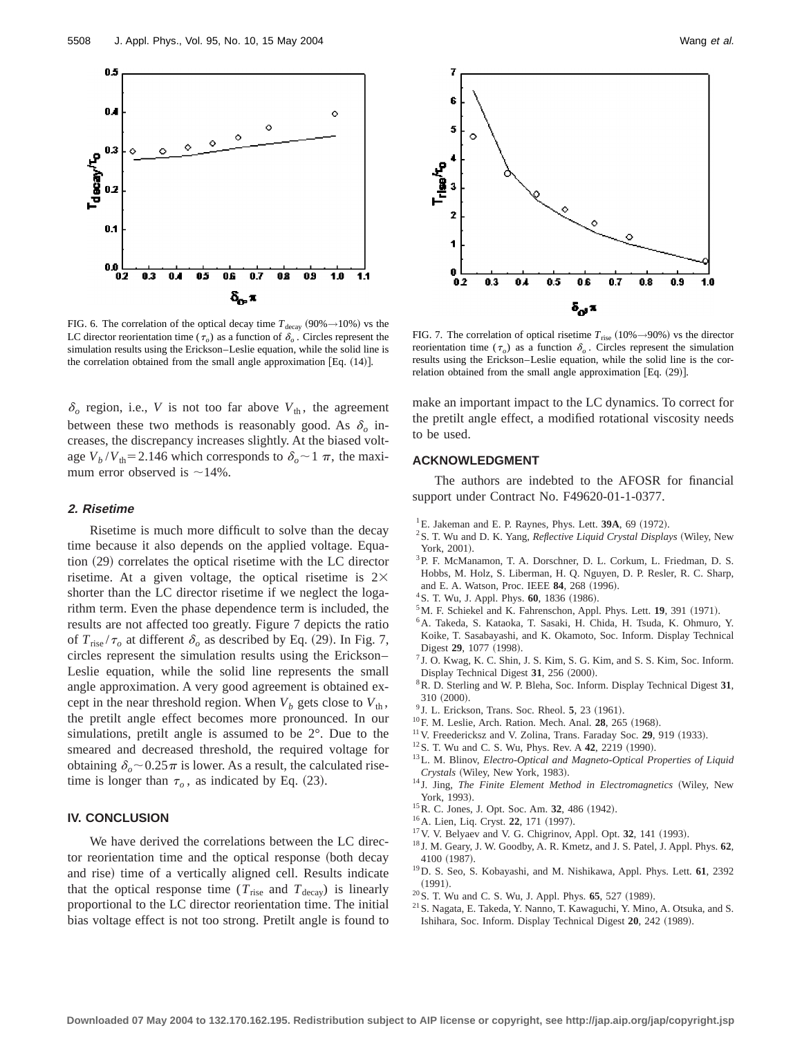0.5
0.4
0.3
0.2
0.1
0.0
0.2 0.3 0.4 0.5 0.6 0.7 0.8 0.9 1.0 1.1

$T_{decay}/\tau_o$

$\delta_o, \pi$

FIG. 6. The correlation of the optical decay time $T_{\rm decay}$ (90%→10%) vs the LC director reorientation time ($\tau_o$) as a function of $\delta_o$. Circles represent the simulation results using the Erickson–Leslie equation, while the solid line is the correlation obtained from the small angle approximation [Eq. (14)].

7
6
5
4
3
2
1
0
0.2 0.3 0.4 0.5 0.6 0.7 0.8 0.9 1.0

$T_{rise}/\tau_o$

$\delta_o, \pi$

FIG. 7. The correlation of optical risetime $T_{\rm rise}$ (10%→90%) vs the director reorientation time ($\tau_o$) as a function $\delta_o$. Circles represent the simulation results using the Erickson–Leslie equation, while the solid line is the correlation obtained from the small angle approximation [Eq. (29)].

$\delta_o$ region, i.e., $V$ is not too far above $V_{\rm th}$, the agreement between these two methods is reasonably good. As $\delta_o$ increases, the discrepancy increases slightly. At the biased voltage $V_b/V_{\rm th}=2.146$ which corresponds to $\delta_o \sim 1\,\pi$, the maximum error observed is ~14%.

### 2. Risetime

Risetime is much more difficult to solve than the decay time because it also depends on the applied voltage. Equation (29) correlates the optical risetime with the LC director risetime. At a given voltage, the optical risetime is 2× shorter than the LC director risetime if we neglect the logarithm term. Even the phase dependence term is included, the results are not affected too greatly. Figure 7 depicts the ratio of $T_{\rm rise}/\tau_o$ at different $\delta_o$ as described by Eq. (29). In Fig. 7, circles represent the simulation results using the Erickson–Leslie equation, while the solid line represents the small angle approximation. A very good agreement is obtained except in the near threshold region. When $V_b$ gets close to $V_{\rm th}$, the pretilt angle effect becomes more pronounced. In our simulations, pretilt angle is assumed to be 2°. Due to the smeared and decreased threshold, the required voltage for obtaining $\delta_o \sim 0.25\pi$ is lower. As a result, the calculated risetime is longer than $\tau_o$, as indicated by Eq. (23).

## IV. CONCLUSION

We have derived the correlations between the LC director reorientation time and the optical response (both decay and rise) time of a vertically aligned cell. Results indicate that the optical response time ($T_{\rm rise}$ and $T_{\rm decay}$) is linearly proportional to the LC director reorientation time. The initial bias voltage effect is not too strong. Pretilt angle is found to make an important impact to the LC dynamics. To correct for the pretilt angle effect, a modified rotational viscosity needs to be used.

## ACKNOWLEDGMENT

The authors are indebted to the AFOSR for financial support under Contract No. F49620-01-1-0377.

[1] E. Jakeman and E. P. Raynes, Phys. Lett. **39A**, 69 (1972).
[2] S. T. Wu and D. K. Yang, *Reflective Liquid Crystal Displays* (Wiley, New York, 2001).
[3] P. F. McManamon, T. A. Dorschner, D. L. Corkum, L. Friedman, D. S. Hobbs, M. Holz, S. Liberman, H. Q. Nguyen, D. P. Resler, R. C. Sharp, and E. A. Watson, Proc. IEEE **84**, 268 (1996).
[4] S. T. Wu, J. Appl. Phys. **60**, 1836 (1986).
[5] M. F. Schiekel and K. Fahrenschon, Appl. Phys. Lett. **19**, 391 (1971).
[6] A. Takeda, S. Kataoka, T. Sasaki, H. Chida, H. Tsuda, K. Ohmuro, Y. Koike, T. Sasabayashi, and K. Okamoto, Soc. Inform. Display Technical Digest **29**, 1077 (1998).
[7] J. O. Kwag, K. C. Shin, J. S. Kim, S. G. Kim, and S. S. Kim, Soc. Inform. Display Technical Digest **31**, 256 (2000).
[8] R. D. Sterling and W. P. Bleha, Soc. Inform. Display Technical Digest **31**, 310 (2000).
[9] J. L. Erickson, Trans. Soc. Rheol. **5**, 23 (1961).
[10] F. M. Leslie, Arch. Ration. Mech. Anal. **28**, 265 (1968).
[11] V. Freedericksz and V. Zolina, Trans. Faraday Soc. **29**, 919 (1933).
[12] S. T. Wu and C. S. Wu, Phys. Rev. A **42**, 2219 (1990).
[13] L. M. Blinov, *Electro-Optical and Magneto-Optical Properties of Liquid Crystals* (Wiley, New York, 1983).
[14] J. Jing, *The Finite Element Method in Electromagnetics* (Wiley, New York, 1993).
[15] R. C. Jones, J. Opt. Soc. Am. **32**, 486 (1942).
[16] A. Lien, Liq. Cryst. **22**, 171 (1997).
[17] V. V. Belyaev and V. G. Chigrinov, Appl. Opt. **32**, 141 (1993).
[18] J. M. Geary, J. W. Goodby, A. R. Kmetz, and J. S. Patel, J. Appl. Phys. **62**, 4100 (1987).
[19] D. S. Seo, S. Kobayashi, and M. Nishikawa, Appl. Phys. Lett. **61**, 2392 (1991).
[20] S. T. Wu and C. S. Wu, J. Appl. Phys. **65**, 527 (1989).
[21] S. Nagata, E. Takeda, Y. Nanno, T. Kawaguchi, Y. Mino, A. Otsuka, and S. Ishihara, Soc. Inform. Display Technical Digest **20**, 242 (1989).